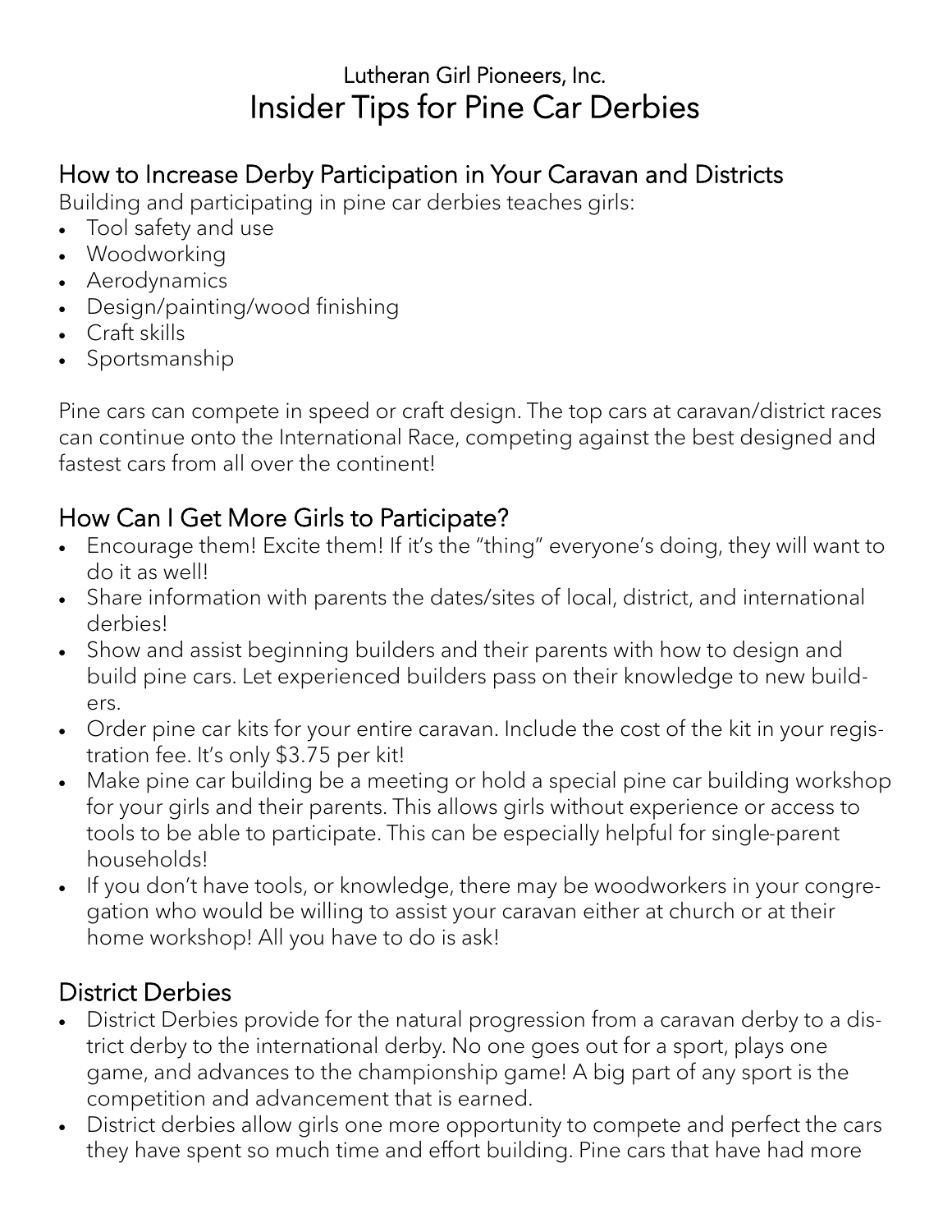Lutheran Girl Pioneers, Inc.

# Insider Tips for Pine Car Derbies

## How to Increase Derby Participation in Your Caravan and Districts

Building and participating in pine car derbies teaches girls:

- Tool safety and use
- Woodworking
- Aerodynamics
- Design/painting/wood finishing
- Craft skills
- Sportsmanship

Pine cars can compete in speed or craft design. The top cars at caravan/district races can continue onto the International Race, competing against the best designed and fastest cars from all over the continent!

## How Can I Get More Girls to Participate?

- Encourage them! Excite them! If it's the "thing" everyone's doing, they will want to do it as well!
- Share information with parents the dates/sites of local, district, and international derbies!
- Show and assist beginning builders and their parents with how to design and build pine cars. Let experienced builders pass on their knowledge to new builders.
- Order pine car kits for your entire caravan. Include the cost of the kit in your registration fee. It's only $3.75 per kit!
- Make pine car building be a meeting or hold a special pine car building workshop for your girls and their parents. This allows girls without experience or access to tools to be able to participate. This can be especially helpful for single-parent households!
- If you don't have tools, or knowledge, there may be woodworkers in your congregation who would be willing to assist your caravan either at church or at their home workshop! All you have to do is ask!

## District Derbies

- District Derbies provide for the natural progression from a caravan derby to a district derby to the international derby. No one goes out for a sport, plays one game, and advances to the championship game! A big part of any sport is the competition and advancement that is earned.
- District derbies allow girls one more opportunity to compete and perfect the cars they have spent so much time and effort building. Pine cars that have had more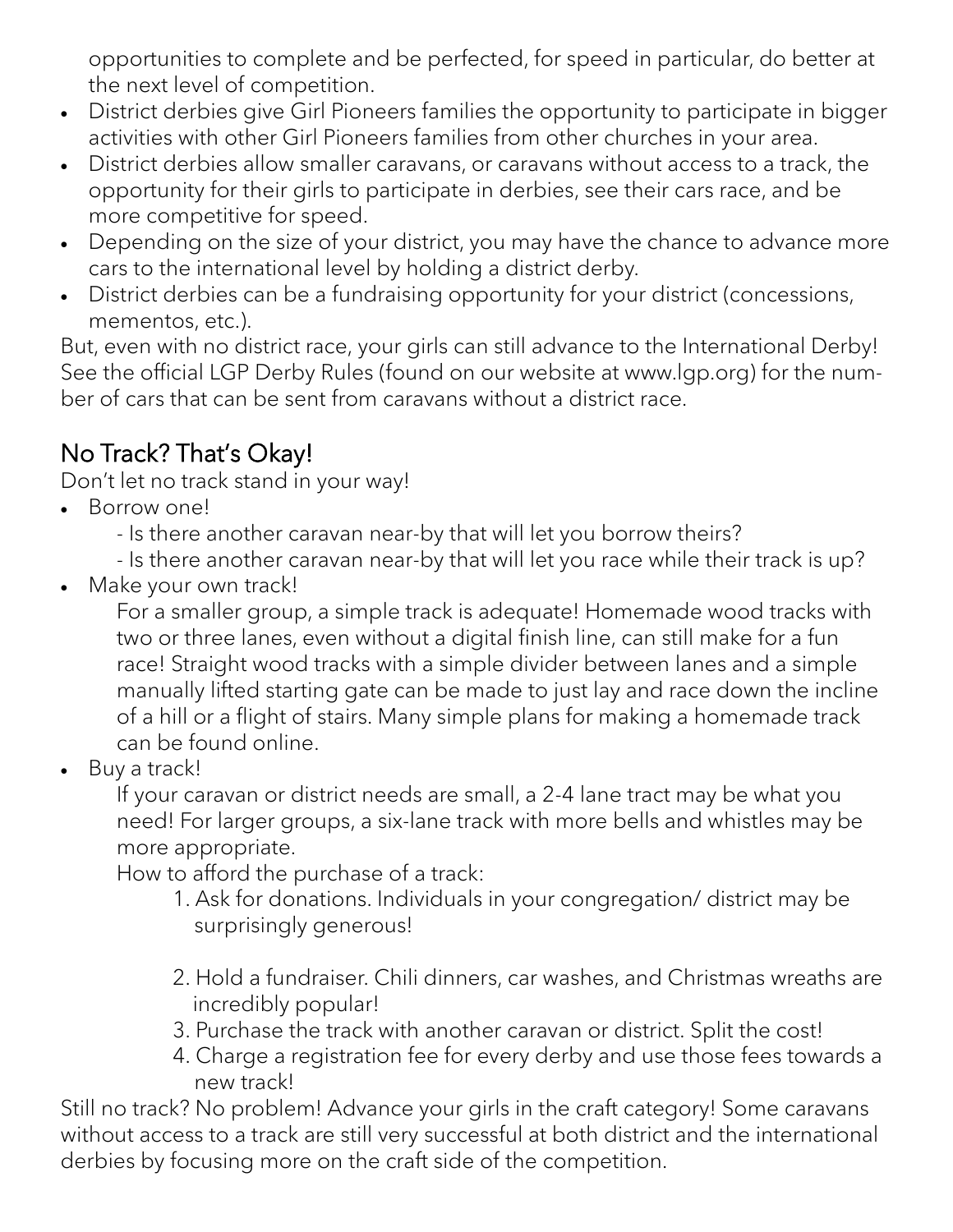opportunities to complete and be perfected, for speed in particular, do better at the next level of competition.

- District derbies give Girl Pioneers families the opportunity to participate in bigger activities with other Girl Pioneers families from other churches in your area.
- District derbies allow smaller caravans, or caravans without access to a track, the opportunity for their girls to participate in derbies, see their cars race, and be more competitive for speed.
- Depending on the size of your district, you may have the chance to advance more cars to the international level by holding a district derby.
- District derbies can be a fundraising opportunity for your district (concessions, mementos, etc.).

But, even with no district race, your girls can still advance to the International Derby! See the official LGP Derby Rules (found on our website at www.lgp.org) for the number of cars that can be sent from caravans without a district race.

## No Track? That's Okay!

Don't let no track stand in your way!

- Borrow one!
  - Is there another caravan near-by that will let you borrow theirs?
  - Is there another caravan near-by that will let you race while their track is up?
- Make your own track!

  For a smaller group, a simple track is adequate! Homemade wood tracks with two or three lanes, even without a digital finish line, can still make for a fun race! Straight wood tracks with a simple divider between lanes and a simple manually lifted starting gate can be made to just lay and race down the incline of a hill or a flight of stairs. Many simple plans for making a homemade track can be found online.
- Buy a track!

  If your caravan or district needs are small, a 2-4 lane tract may be what you need! For larger groups, a six-lane track with more bells and whistles may be more appropriate.

  How to afford the purchase of a track:

  1. Ask for donations. Individuals in your congregation/ district may be surprisingly generous!
  2. Hold a fundraiser. Chili dinners, car washes, and Christmas wreaths are incredibly popular!
  3. Purchase the track with another caravan or district. Split the cost!
  4. Charge a registration fee for every derby and use those fees towards a new track!

Still no track? No problem! Advance your girls in the craft category! Some caravans without access to a track are still very successful at both district and the international derbies by focusing more on the craft side of the competition.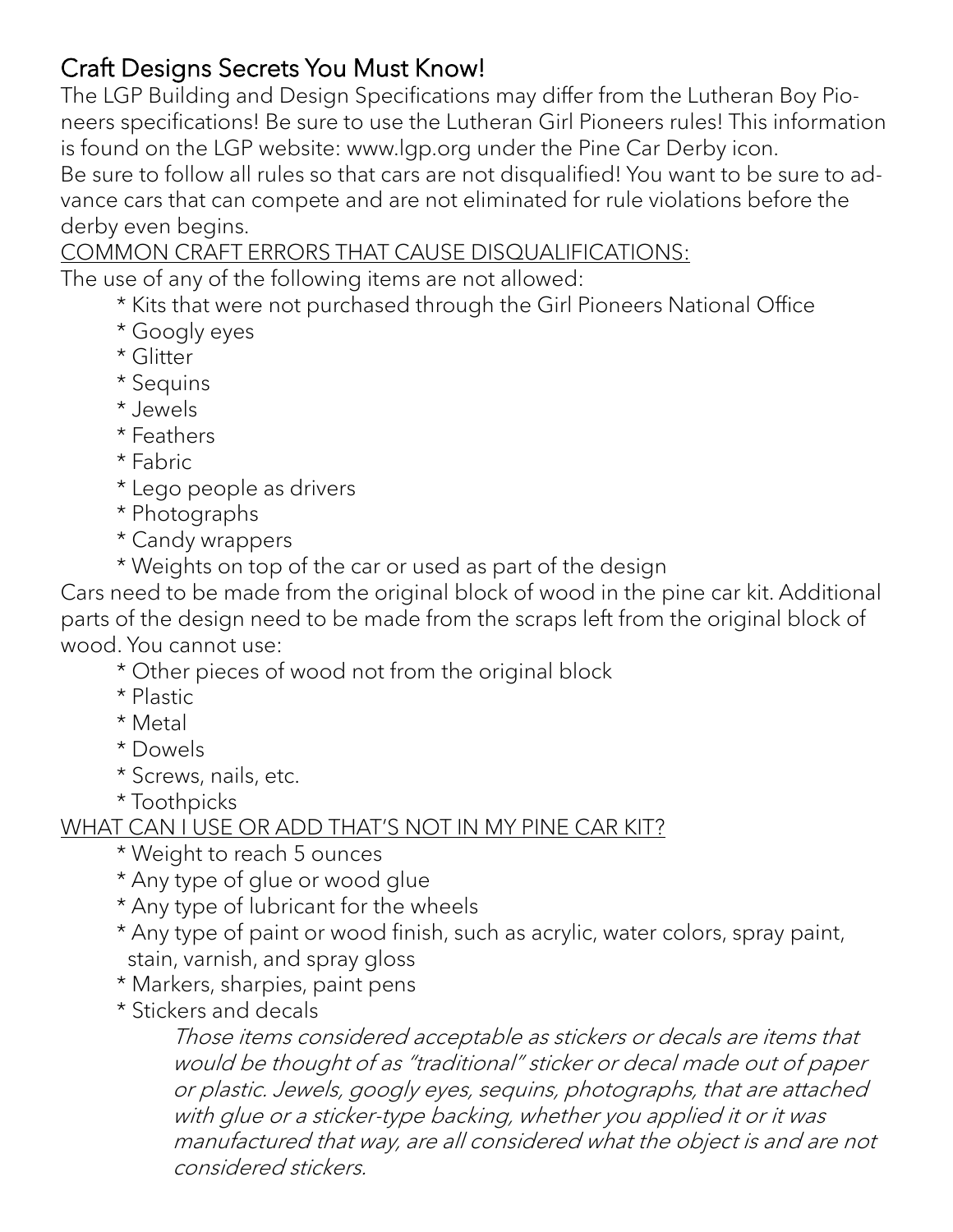## Craft Designs Secrets You Must Know!

The LGP Building and Design Specifications may differ from the Lutheran Boy Pioneers specifications! Be sure to use the Lutheran Girl Pioneers rules! This information is found on the LGP website: www.lgp.org under the Pine Car Derby icon.
Be sure to follow all rules so that cars are not disqualified! You want to be sure to advance cars that can compete and are not eliminated for rule violations before the derby even begins.

<u>COMMON CRAFT ERRORS THAT CAUSE DISQUALIFICATIONS:</u>

The use of any of the following items are not allowed:

* Kits that were not purchased through the Girl Pioneers National Office
* Googly eyes
* Glitter
* Sequins
* Jewels
* Feathers
* Fabric
* Lego people as drivers
* Photographs
* Candy wrappers
* Weights on top of the car or used as part of the design

Cars need to be made from the original block of wood in the pine car kit. Additional parts of the design need to be made from the scraps left from the original block of wood. You cannot use:

* Other pieces of wood not from the original block
* Plastic
* Metal
* Dowels
* Screws, nails, etc.
* Toothpicks

<u>WHAT CAN I USE OR ADD THAT'S NOT IN MY PINE CAR KIT?</u>

* Weight to reach 5 ounces
* Any type of glue or wood glue
* Any type of lubricant for the wheels
* Any type of paint or wood finish, such as acrylic, water colors, spray paint, stain, varnish, and spray gloss
* Markers, sharpies, paint pens
* Stickers and decals

  *Those items considered acceptable as stickers or decals are items that would be thought of as "traditional" sticker or decal made out of paper or plastic. Jewels, googly eyes, sequins, photographs, that are attached with glue or a sticker-type backing, whether you applied it or it was manufactured that way, are all considered what the object is and are not considered stickers.*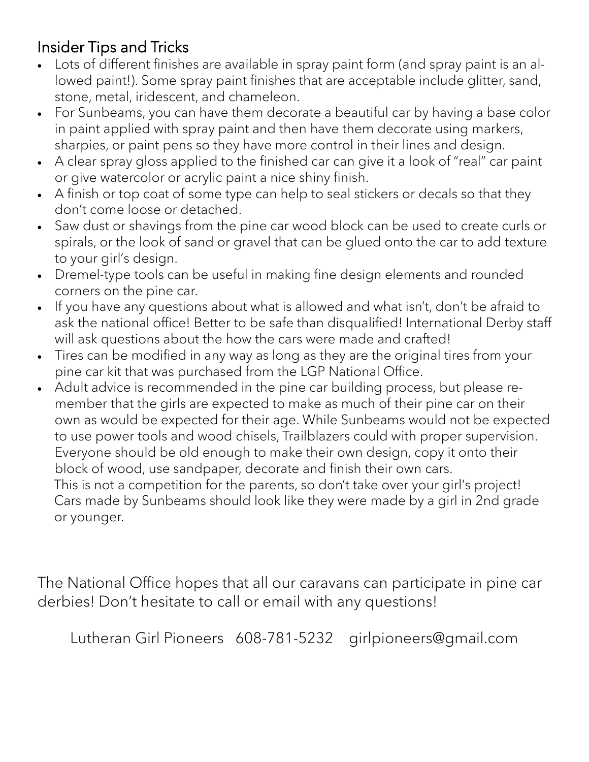## Insider Tips and Tricks

- Lots of different finishes are available in spray paint form (and spray paint is an allowed paint!). Some spray paint finishes that are acceptable include glitter, sand, stone, metal, iridescent, and chameleon.
- For Sunbeams, you can have them decorate a beautiful car by having a base color in paint applied with spray paint and then have them decorate using markers, sharpies, or paint pens so they have more control in their lines and design.
- A clear spray gloss applied to the finished car can give it a look of "real" car paint or give watercolor or acrylic paint a nice shiny finish.
- A finish or top coat of some type can help to seal stickers or decals so that they don't come loose or detached.
- Saw dust or shavings from the pine car wood block can be used to create curls or spirals, or the look of sand or gravel that can be glued onto the car to add texture to your girl's design.
- Dremel-type tools can be useful in making fine design elements and rounded corners on the pine car.
- If you have any questions about what is allowed and what isn't, don't be afraid to ask the national office! Better to be safe than disqualified! International Derby staff will ask questions about the how the cars were made and crafted!
- Tires can be modified in any way as long as they are the original tires from your pine car kit that was purchased from the LGP National Office.
- Adult advice is recommended in the pine car building process, but please remember that the girls are expected to make as much of their pine car on their own as would be expected for their age. While Sunbeams would not be expected to use power tools and wood chisels, Trailblazers could with proper supervision. Everyone should be old enough to make their own design, copy it onto their block of wood, use sandpaper, decorate and finish their own cars.
  This is not a competition for the parents, so don't take over your girl's project! Cars made by Sunbeams should look like they were made by a girl in 2nd grade or younger.

The National Office hopes that all our caravans can participate in pine car derbies! Don't hesitate to call or email with any questions!

Lutheran Girl Pioneers 608-781-5232 girlpioneers@gmail.com